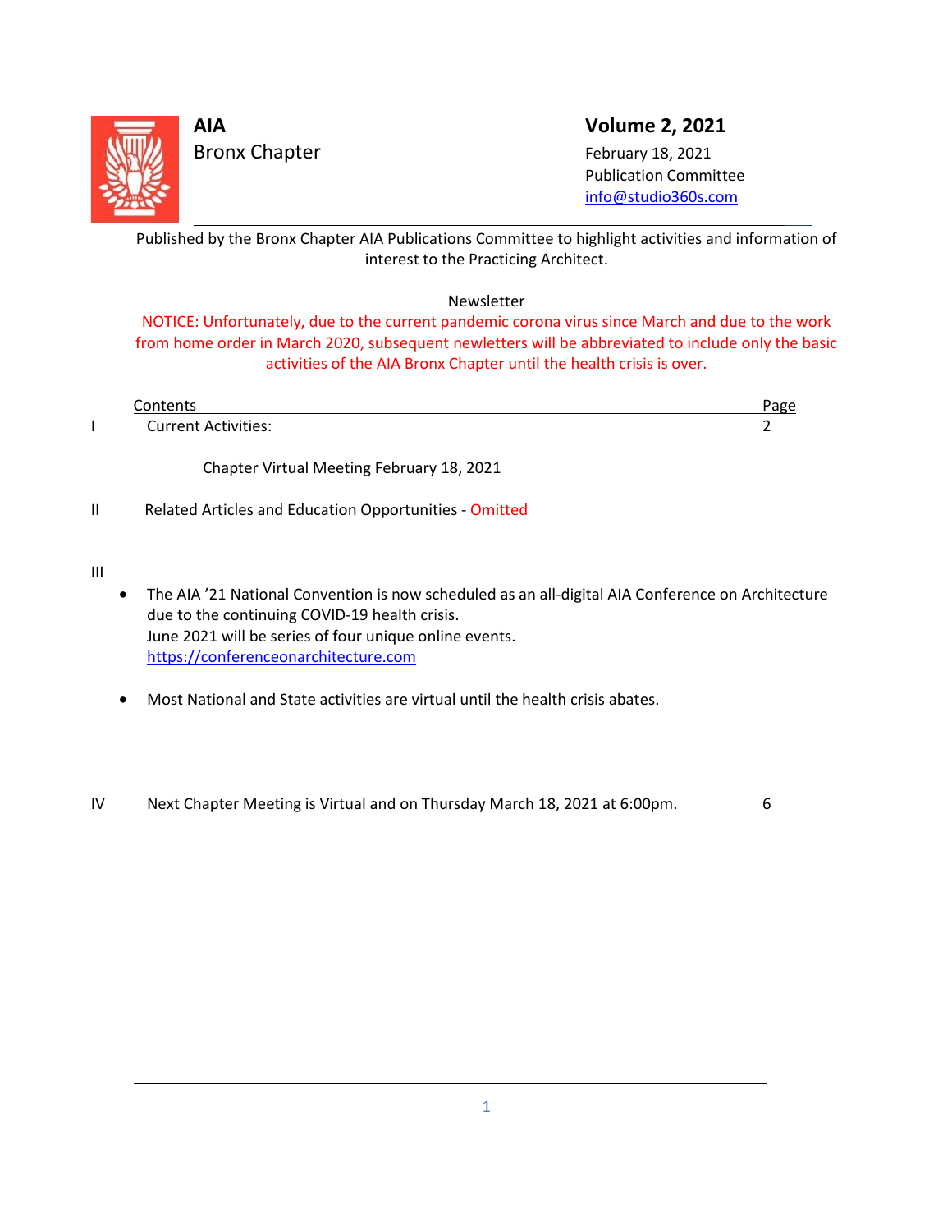**AIA**
Bronx Chapter

**Volume 2, 2021**
February 18, 2021
Publication Committee
info@studio360s.com

Published by the Bronx Chapter AIA Publications Committee to highlight activities and information of interest to the Practicing Architect.

Newsletter

NOTICE: Unfortunately, due to the current pandemic corona virus since March and due to the work from home order in March 2020, subsequent newletters will be abbreviated to include only the basic activities of the AIA Bronx Chapter until the health crisis is over.

| | Contents | Page |
|---|---|---|
| I | Current Activities: | 2 |
| | Chapter Virtual Meeting February 18, 2021 | |
| II | Related Articles and Education Opportunities - Omitted | |
| III | | |

- The AIA ’21 National Convention is now scheduled as an all-digital AIA Conference on Architecture due to the continuing COVID-19 health crisis.
  June 2021 will be series of four unique online events.
  https://conferenceonarchitecture.com

- Most National and State activities are virtual until the health crisis abates.

| | | |
|---|---|---|
| IV | Next Chapter Meeting is Virtual and on Thursday March 18, 2021 at 6:00pm. | 6 |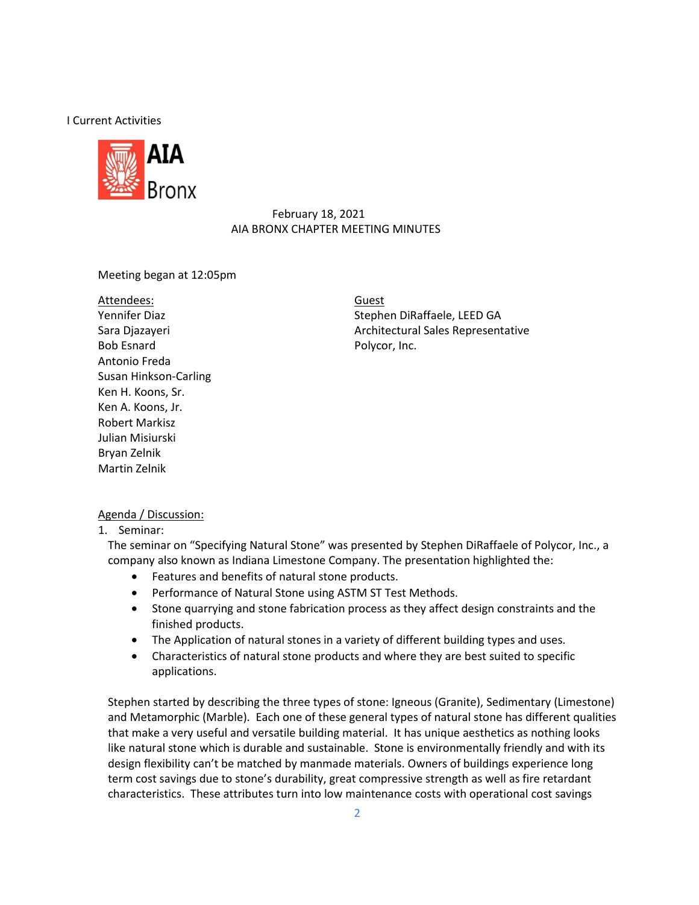I Current Activities

AIA Bronx

February 18, 2021
AIA BRONX CHAPTER MEETING MINUTES

Meeting began at 12:05pm

Attendees:
Yennifer Diaz
Sara Djazayeri
Bob Esnard
Antonio Freda
Susan Hinkson-Carling
Ken H. Koons, Sr.
Ken A. Koons, Jr.
Robert Markisz
Julian Misiurski
Bryan Zelnik
Martin Zelnik

Guest
Stephen DiRaffaele, LEED GA
Architectural Sales Representative
Polycor, Inc.

Agenda / Discussion:

1. Seminar:

   The seminar on "Specifying Natural Stone" was presented by Stephen DiRaffaele of Polycor, Inc., a company also known as Indiana Limestone Company. The presentation highlighted the:

   - Features and benefits of natural stone products.
   - Performance of Natural Stone using ASTM ST Test Methods.
   - Stone quarrying and stone fabrication process as they affect design constraints and the finished products.
   - The Application of natural stones in a variety of different building types and uses.
   - Characteristics of natural stone products and where they are best suited to specific applications.

   Stephen started by describing the three types of stone: Igneous (Granite), Sedimentary (Limestone) and Metamorphic (Marble). Each one of these general types of natural stone has different qualities that make a very useful and versatile building material. It has unique aesthetics as nothing looks like natural stone which is durable and sustainable. Stone is environmentally friendly and with its design flexibility can't be matched by manmade materials. Owners of buildings experience long term cost savings due to stone's durability, great compressive strength as well as fire retardant characteristics. These attributes turn into low maintenance costs with operational cost savings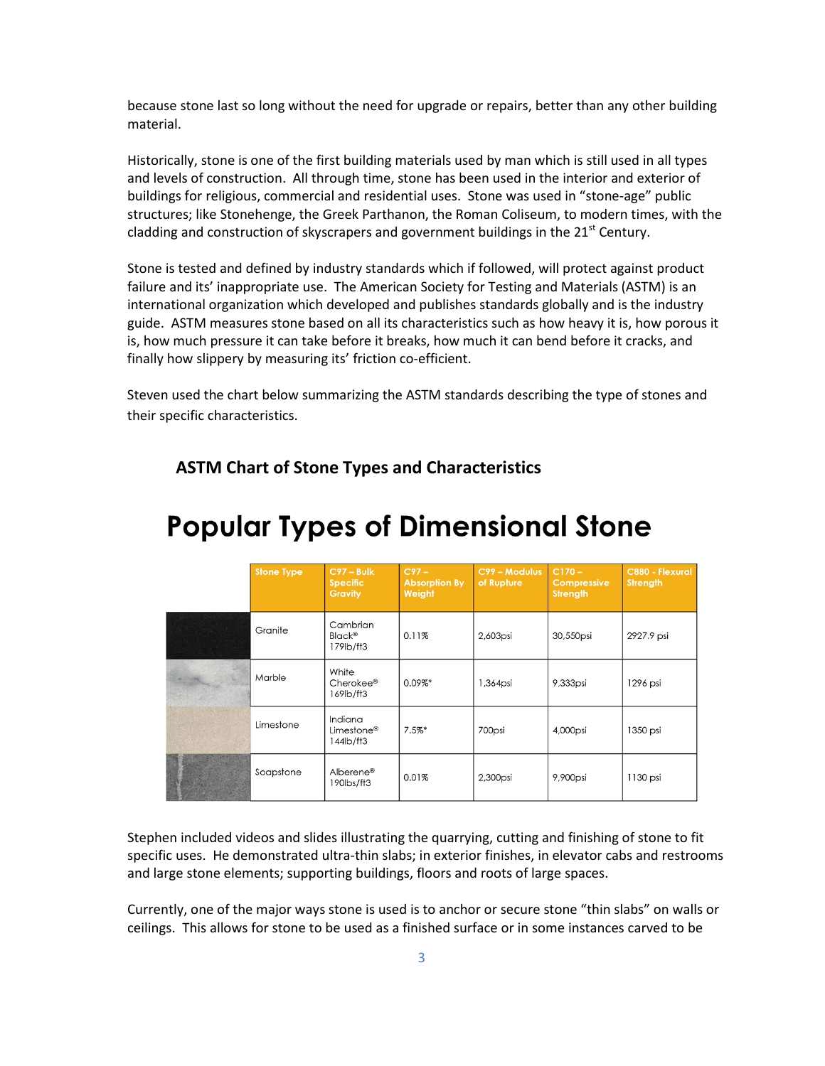because stone last so long without the need for upgrade or repairs, better than any other building material.

Historically, stone is one of the first building materials used by man which is still used in all types and levels of construction. All through time, stone has been used in the interior and exterior of buildings for religious, commercial and residential uses. Stone was used in "stone-age" public structures; like Stonehenge, the Greek Parthanon, the Roman Coliseum, to modern times, with the cladding and construction of skyscrapers and government buildings in the 21st Century.

Stone is tested and defined by industry standards which if followed, will protect against product failure and its' inappropriate use. The American Society for Testing and Materials (ASTM) is an international organization which developed and publishes standards globally and is the industry guide. ASTM measures stone based on all its characteristics such as how heavy it is, how porous it is, how much pressure it can take before it breaks, how much it can bend before it cracks, and finally how slippery by measuring its' friction co-efficient.

Steven used the chart below summarizing the ASTM standards describing the type of stones and their specific characteristics.

### ASTM Chart of Stone Types and Characteristics

## Popular Types of Dimensional Stone

| Stone Type | C97 – Bulk Specific Gravity | C97 – Absorption By Weight | C99 – Modulus of Rupture | C170 – Compressive Strength | C880 - Flexural Strength |
|---|---|---|---|---|---|
| Granite | Cambrian Black® 179lb/ft3 | 0.11% | 2,603psi | 30,550psi | 2927.9 psi |
| Marble | White Cherokee® 169lb/ft3 | 0.09%* | 1,364psi | 9,333psi | 1296 psi |
| Limestone | Indiana Limestone® 144lb/ft3 | 7.5%* | 700psi | 4,000psi | 1350 psi |
| Soapstone | Alberene® 190lbs/ft3 | 0.01% | 2,300psi | 9,900psi | 1130 psi |

Stephen included videos and slides illustrating the quarrying, cutting and finishing of stone to fit specific uses. He demonstrated ultra-thin slabs; in exterior finishes, in elevator cabs and restrooms and large stone elements; supporting buildings, floors and roots of large spaces.

Currently, one of the major ways stone is used is to anchor or secure stone "thin slabs" on walls or ceilings. This allows for stone to be used as a finished surface or in some instances carved to be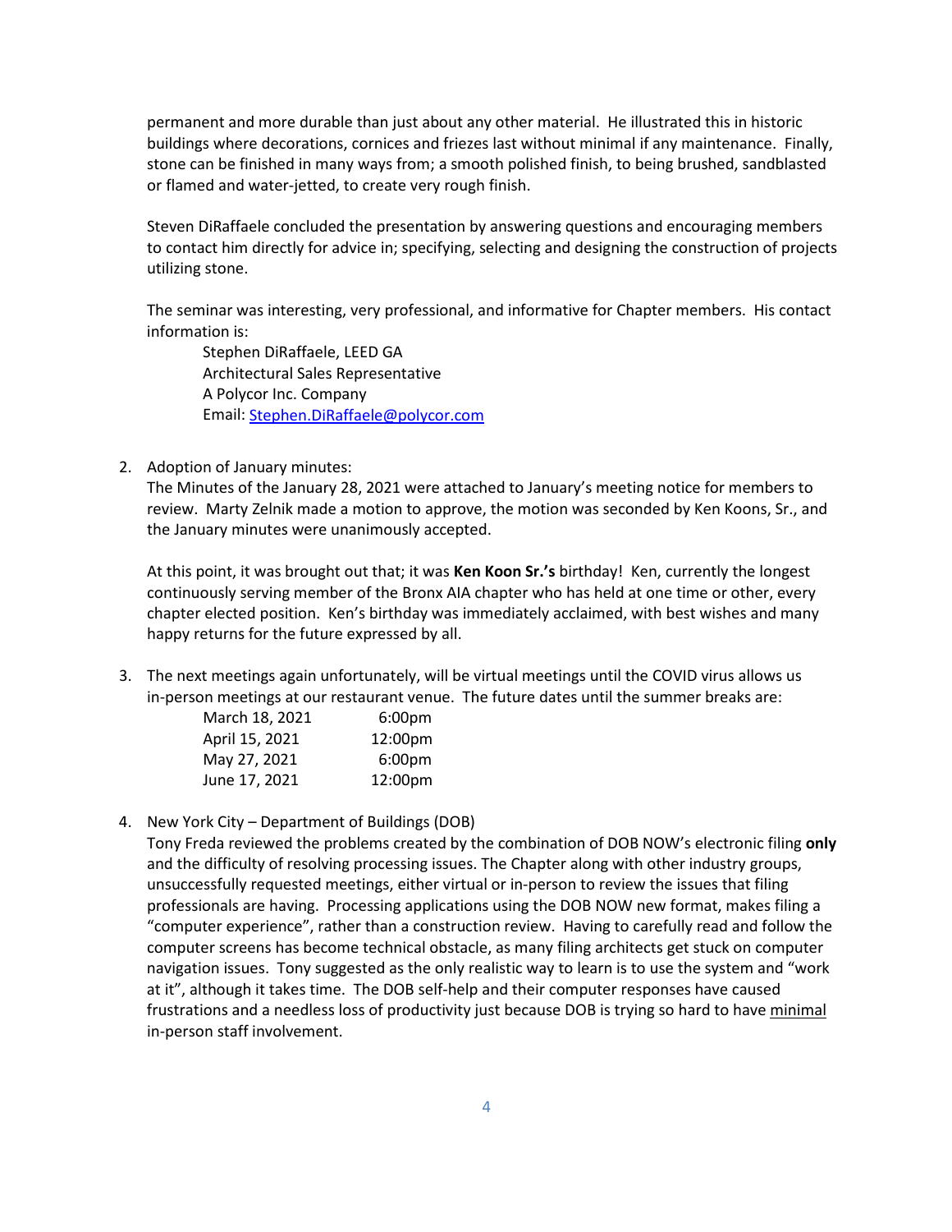permanent and more durable than just about any other material. He illustrated this in historic buildings where decorations, cornices and friezes last without minimal if any maintenance. Finally, stone can be finished in many ways from; a smooth polished finish, to being brushed, sandblasted or flamed and water-jetted, to create very rough finish.

Steven DiRaffaele concluded the presentation by answering questions and encouraging members to contact him directly for advice in; specifying, selecting and designing the construction of projects utilizing stone.

The seminar was interesting, very professional, and informative for Chapter members. His contact information is:

> Stephen DiRaffaele, LEED GA
> Architectural Sales Representative
> A Polycor Inc. Company
> Email: Stephen.DiRaffaele@polycor.com

2. Adoption of January minutes:
   The Minutes of the January 28, 2021 were attached to January's meeting notice for members to review. Marty Zelnik made a motion to approve, the motion was seconded by Ken Koons, Sr., and the January minutes were unanimously accepted.

   At this point, it was brought out that; it was **Ken Koon Sr.'s** birthday! Ken, currently the longest continuously serving member of the Bronx AIA chapter who has held at one time or other, every chapter elected position. Ken's birthday was immediately acclaimed, with best wishes and many happy returns for the future expressed by all.

3. The next meetings again unfortunately, will be virtual meetings until the COVID virus allows us in-person meetings at our restaurant venue. The future dates until the summer breaks are:

| | |
|---|---|
| March 18, 2021 | 6:00pm |
| April 15, 2021 | 12:00pm |
| May 27, 2021 | 6:00pm |
| June 17, 2021 | 12:00pm |

4. New York City – Department of Buildings (DOB)
   Tony Freda reviewed the problems created by the combination of DOB NOW's electronic filing **only** and the difficulty of resolving processing issues. The Chapter along with other industry groups, unsuccessfully requested meetings, either virtual or in-person to review the issues that filing professionals are having. Processing applications using the DOB NOW new format, makes filing a "computer experience", rather than a construction review. Having to carefully read and follow the computer screens has become technical obstacle, as many filing architects get stuck on computer navigation issues. Tony suggested as the only realistic way to learn is to use the system and "work at it", although it takes time. The DOB self-help and their computer responses have caused frustrations and a needless loss of productivity just because DOB is trying so hard to have <u>minimal</u> in-person staff involvement.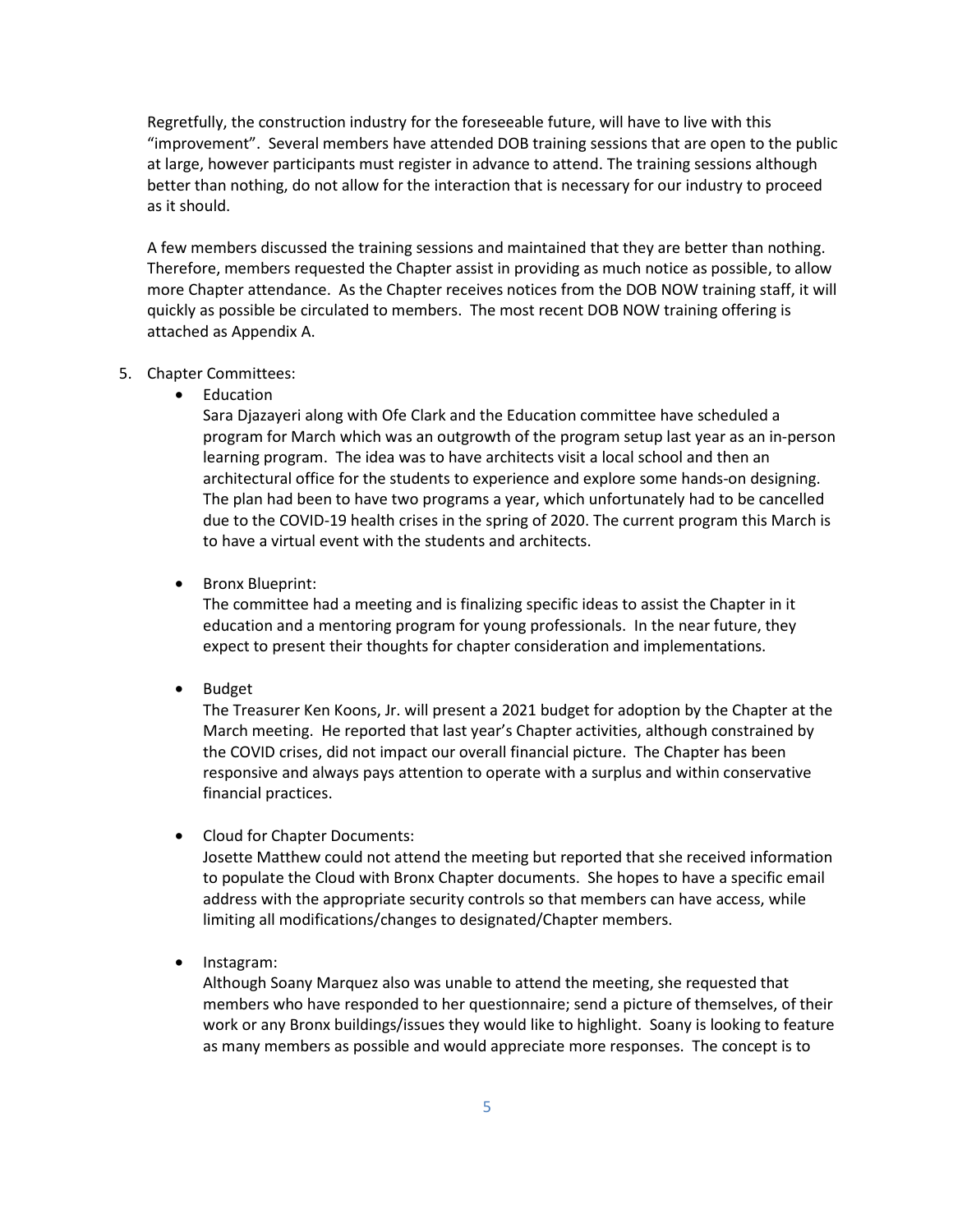Regretfully, the construction industry for the foreseeable future, will have to live with this "improvement". Several members have attended DOB training sessions that are open to the public at large, however participants must register in advance to attend. The training sessions although better than nothing, do not allow for the interaction that is necessary for our industry to proceed as it should.

A few members discussed the training sessions and maintained that they are better than nothing. Therefore, members requested the Chapter assist in providing as much notice as possible, to allow more Chapter attendance. As the Chapter receives notices from the DOB NOW training staff, it will quickly as possible be circulated to members. The most recent DOB NOW training offering is attached as Appendix A.

5. Chapter Committees:
   - Education
     Sara Djazayeri along with Ofe Clark and the Education committee have scheduled a program for March which was an outgrowth of the program setup last year as an in-person learning program. The idea was to have architects visit a local school and then an architectural office for the students to experience and explore some hands-on designing. The plan had been to have two programs a year, which unfortunately had to be cancelled due to the COVID-19 health crises in the spring of 2020. The current program this March is to have a virtual event with the students and architects.

   - Bronx Blueprint:
     The committee had a meeting and is finalizing specific ideas to assist the Chapter in it education and a mentoring program for young professionals. In the near future, they expect to present their thoughts for chapter consideration and implementations.

   - Budget
     The Treasurer Ken Koons, Jr. will present a 2021 budget for adoption by the Chapter at the March meeting. He reported that last year's Chapter activities, although constrained by the COVID crises, did not impact our overall financial picture. The Chapter has been responsive and always pays attention to operate with a surplus and within conservative financial practices.

   - Cloud for Chapter Documents:
     Josette Matthew could not attend the meeting but reported that she received information to populate the Cloud with Bronx Chapter documents. She hopes to have a specific email address with the appropriate security controls so that members can have access, while limiting all modifications/changes to designated/Chapter members.

   - Instagram:
     Although Soany Marquez also was unable to attend the meeting, she requested that members who have responded to her questionnaire; send a picture of themselves, of their work or any Bronx buildings/issues they would like to highlight. Soany is looking to feature as many members as possible and would appreciate more responses. The concept is to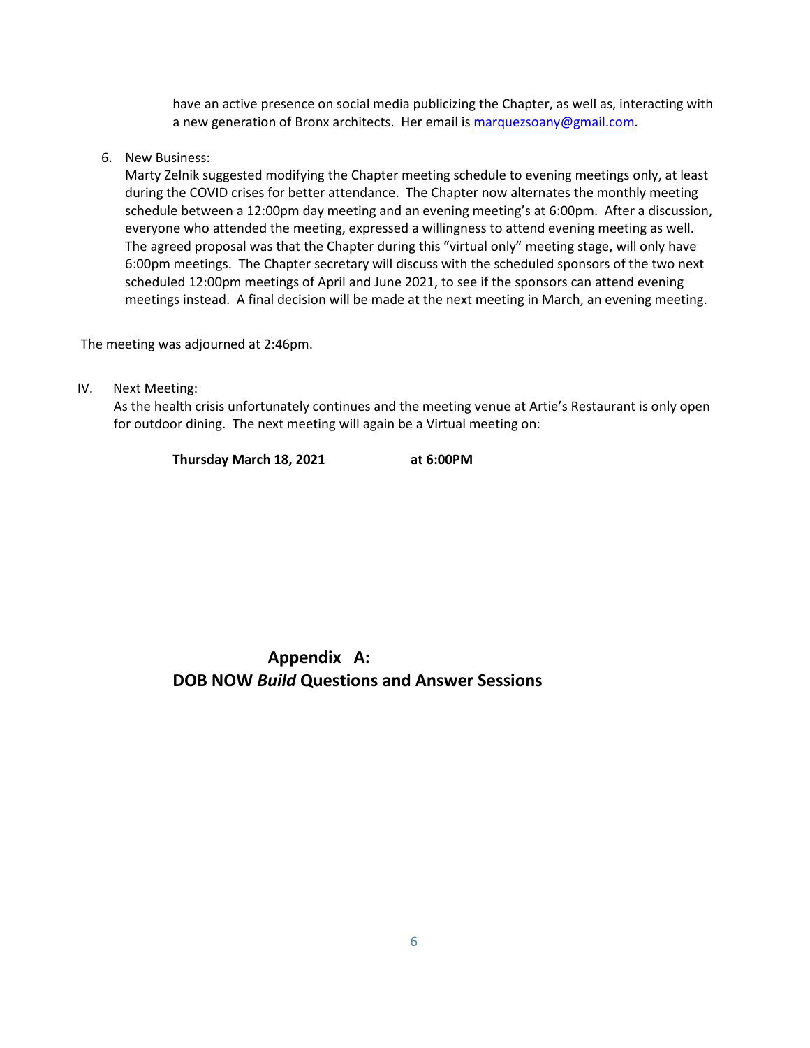have an active presence on social media publicizing the Chapter, as well as, interacting with a new generation of Bronx architects. Her email is marquezsoany@gmail.com.

6. New Business:
   Marty Zelnik suggested modifying the Chapter meeting schedule to evening meetings only, at least during the COVID crises for better attendance. The Chapter now alternates the monthly meeting schedule between a 12:00pm day meeting and an evening meeting's at 6:00pm. After a discussion, everyone who attended the meeting, expressed a willingness to attend evening meeting as well. The agreed proposal was that the Chapter during this "virtual only" meeting stage, will only have 6:00pm meetings. The Chapter secretary will discuss with the scheduled sponsors of the two next scheduled 12:00pm meetings of April and June 2021, to see if the sponsors can attend evening meetings instead. A final decision will be made at the next meeting in March, an evening meeting.

The meeting was adjourned at 2:46pm.

IV. Next Meeting:
   As the health crisis unfortunately continues and the meeting venue at Artie's Restaurant is only open for outdoor dining. The next meeting will again be a Virtual meeting on:

   **Thursday March 18, 2021 at 6:00PM**

## Appendix A:
## DOB NOW *Build* Questions and Answer Sessions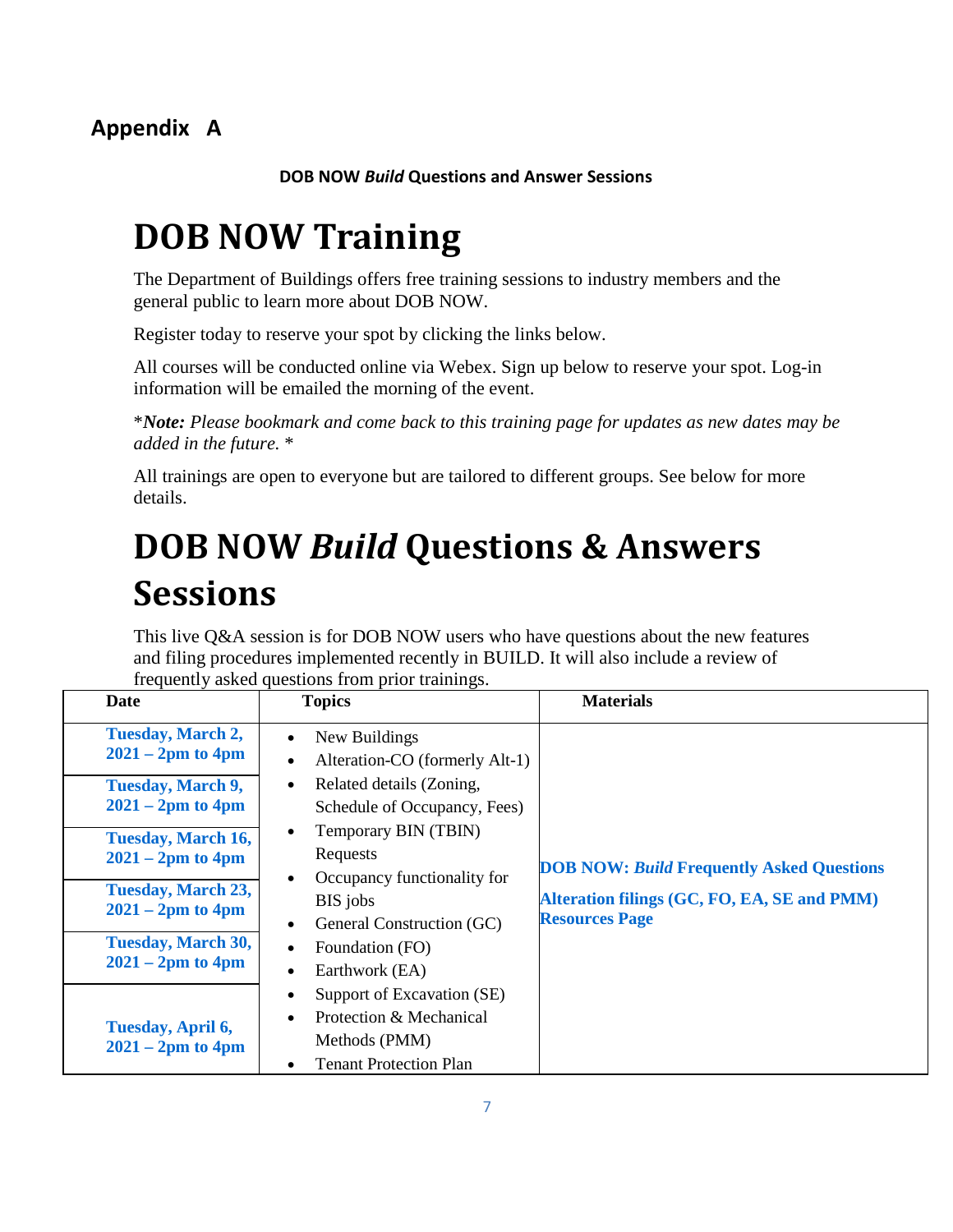## Appendix A

**DOB NOW *Build* Questions and Answer Sessions**

# DOB NOW Training

The Department of Buildings offers free training sessions to industry members and the general public to learn more about DOB NOW.

Register today to reserve your spot by clicking the links below.

All courses will be conducted online via Webex. Sign up below to reserve your spot. Log-in information will be emailed the morning of the event.

\****Note:*** *Please bookmark and come back to this training page for updates as new dates may be added in the future.* \*

All trainings are open to everyone but are tailored to different groups. See below for more details.

# DOB NOW *Build* Questions & Answers Sessions

This live Q&A session is for DOB NOW users who have questions about the new features and filing procedures implemented recently in BUILD. It will also include a review of frequently asked questions from prior trainings.

| Date | Topics | Materials |
|---|---|---|
| **Tuesday, March 2, 2021 – 2pm to 4pm**<br>**Tuesday, March 9, 2021 – 2pm to 4pm**<br>**Tuesday, March 16, 2021 – 2pm to 4pm**<br>**Tuesday, March 23, 2021 – 2pm to 4pm**<br>**Tuesday, March 30, 2021 – 2pm to 4pm**<br>**Tuesday, April 6, 2021 – 2pm to 4pm** | • New Buildings<br>• Alteration-CO (formerly Alt-1)<br>• Related details (Zoning, Schedule of Occupancy, Fees)<br>• Temporary BIN (TBIN) Requests<br>• Occupancy functionality for BIS jobs<br>• General Construction (GC)<br>• Foundation (FO)<br>• Earthwork (EA)<br>• Support of Excavation (SE)<br>• Protection & Mechanical Methods (PMM)<br>• Tenant Protection Plan | **DOB NOW: *Build* Frequently Asked Questions**<br>**Alteration filings (GC, FO, EA, SE and PMM) Resources Page** |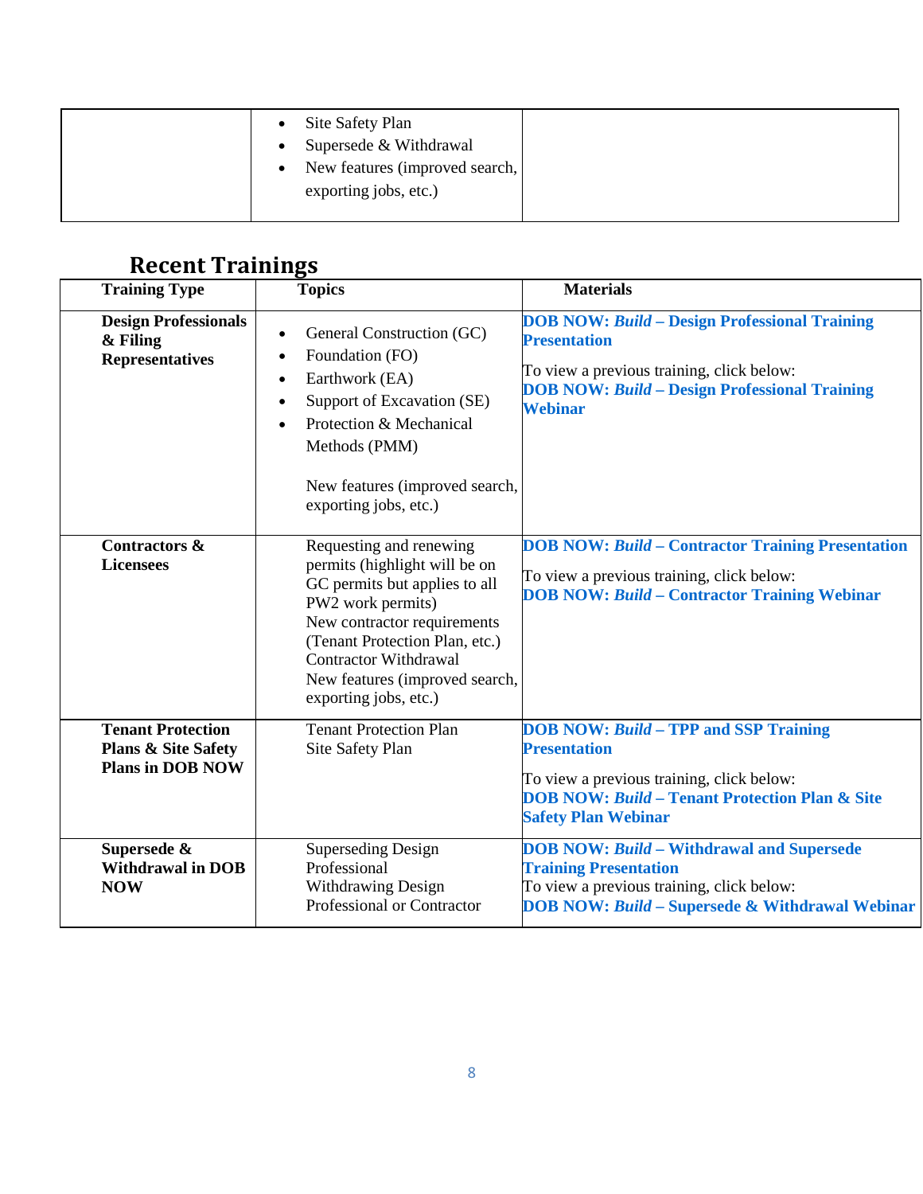| | <ul><li>Site Safety Plan</li><li>Supersede & Withdrawal</li><li>New features (improved search, exporting jobs, etc.)</li></ul> | |
|---|---|---|

## Recent Trainings

| Training Type | Topics | Materials |
|---|---|---|
| **Design Professionals & Filing Representatives** | <ul><li>General Construction (GC)</li><li>Foundation (FO)</li><li>Earthwork (EA)</li><li>Support of Excavation (SE)</li><li>Protection & Mechanical Methods (PMM)</li></ul>New features (improved search, exporting jobs, etc.) | **DOB NOW: *Build* – Design Professional Training Presentation**<br><br>To view a previous training, click below:<br>**DOB NOW: *Build* – Design Professional Training Webinar** |
| **Contractors & Licensees** | Requesting and renewing permits (highlight will be on GC permits but applies to all PW2 work permits)<br>New contractor requirements (Tenant Protection Plan, etc.)<br>Contractor Withdrawal<br>New features (improved search, exporting jobs, etc.) | **DOB NOW: *Build* – Contractor Training Presentation**<br><br>To view a previous training, click below:<br>**DOB NOW: *Build* – Contractor Training Webinar** |
| **Tenant Protection Plans & Site Safety Plans in DOB NOW** | Tenant Protection Plan<br>Site Safety Plan | **DOB NOW: *Build* – TPP and SSP Training Presentation**<br><br>To view a previous training, click below:<br>**DOB NOW: *Build* – Tenant Protection Plan & Site Safety Plan Webinar** |
| **Supersede & Withdrawal in DOB NOW** | Superseding Design Professional<br>Withdrawing Design Professional or Contractor | **DOB NOW: *Build* – Withdrawal and Supersede Training Presentation**<br>To view a previous training, click below:<br>**DOB NOW: *Build* – Supersede & Withdrawal Webinar** |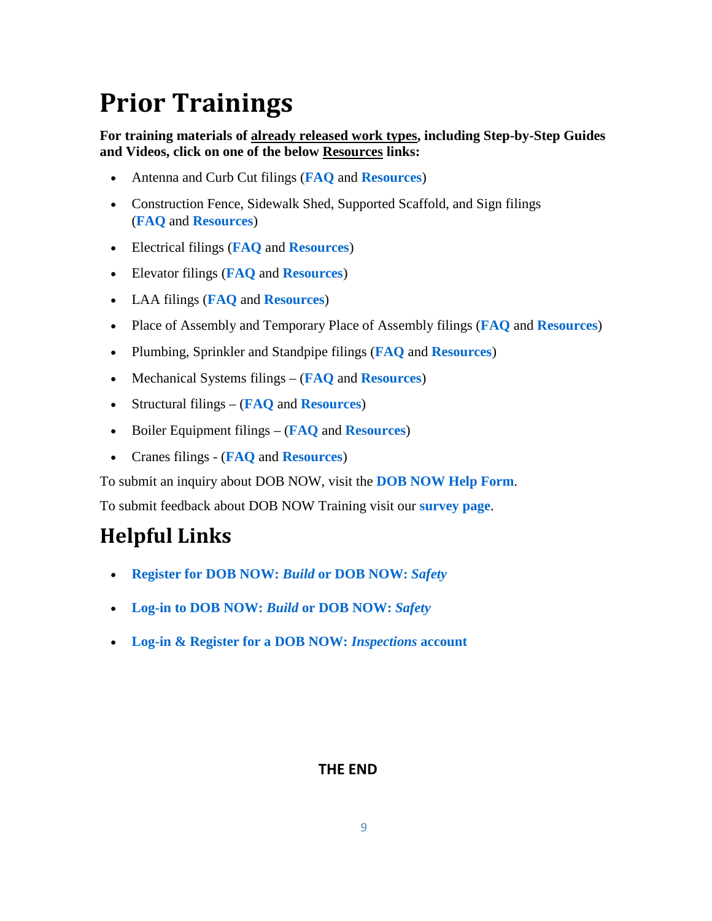# Prior Trainings

**For training materials of already released work types, including Step-by-Step Guides and Videos, click on one of the below Resources links:**

- Antenna and Curb Cut filings (**FAQ** and **Resources**)
- Construction Fence, Sidewalk Shed, Supported Scaffold, and Sign filings (**FAQ** and **Resources**)
- Electrical filings (**FAQ** and **Resources**)
- Elevator filings (**FAQ** and **Resources**)
- LAA filings (**FAQ** and **Resources**)
- Place of Assembly and Temporary Place of Assembly filings (**FAQ** and **Resources**)
- Plumbing, Sprinkler and Standpipe filings (**FAQ** and **Resources**)
- Mechanical Systems filings – (**FAQ** and **Resources**)
- Structural filings – (**FAQ** and **Resources**)
- Boiler Equipment filings – (**FAQ** and **Resources**)
- Cranes filings - (**FAQ** and **Resources**)

To submit an inquiry about DOB NOW, visit the **DOB NOW Help Form**.

To submit feedback about DOB NOW Training visit our **survey page**.

# Helpful Links

- **Register for DOB NOW: *Build* or DOB NOW: *Safety***
- **Log-in to DOB NOW: *Build* or DOB NOW: *Safety***
- **Log-in & Register for a DOB NOW: *Inspections* account**

**THE END**